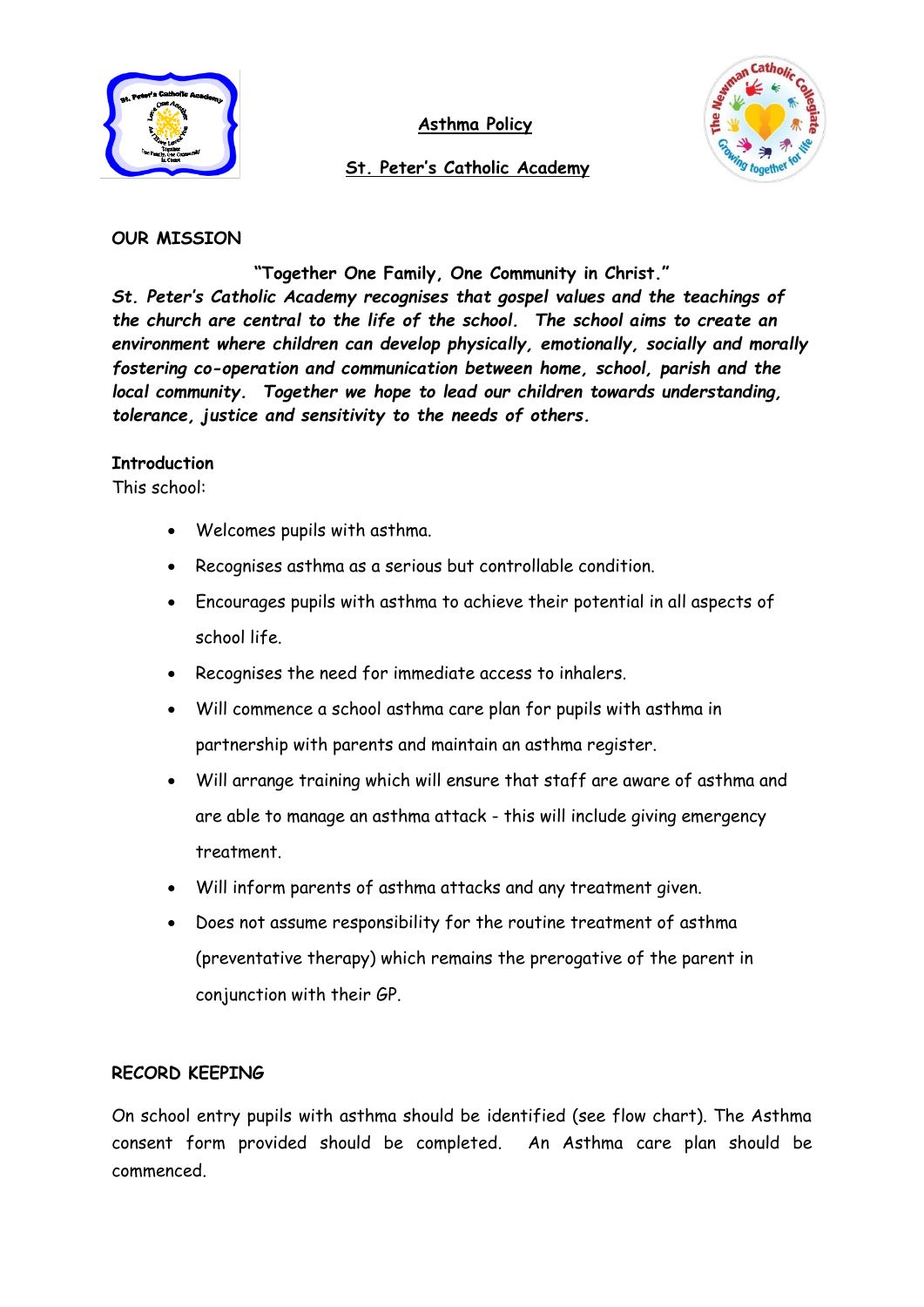# Asthma Policy

## St. Peter's Catholic Academy

**OUR MISSION**

**"Together One Family, One Community in Christ."**

***St. Peter's Catholic Academy recognises that gospel values and the teachings of the church are central to the life of the school. The school aims to create an environment where children can develop physically, emotionally, socially and morally fostering co-operation and communication between home, school, parish and the local community. Together we hope to lead our children towards understanding, tolerance, justice and sensitivity to the needs of others.***

**Introduction**

This school:

- Welcomes pupils with asthma.
- Recognises asthma as a serious but controllable condition.
- Encourages pupils with asthma to achieve their potential in all aspects of school life.
- Recognises the need for immediate access to inhalers.
- Will commence a school asthma care plan for pupils with asthma in partnership with parents and maintain an asthma register.
- Will arrange training which will ensure that staff are aware of asthma and are able to manage an asthma attack - this will include giving emergency treatment.
- Will inform parents of asthma attacks and any treatment given.
- Does not assume responsibility for the routine treatment of asthma (preventative therapy) which remains the prerogative of the parent in conjunction with their GP.

**RECORD KEEPING**

On school entry pupils with asthma should be identified (see flow chart). The Asthma consent form provided should be completed. An Asthma care plan should be commenced.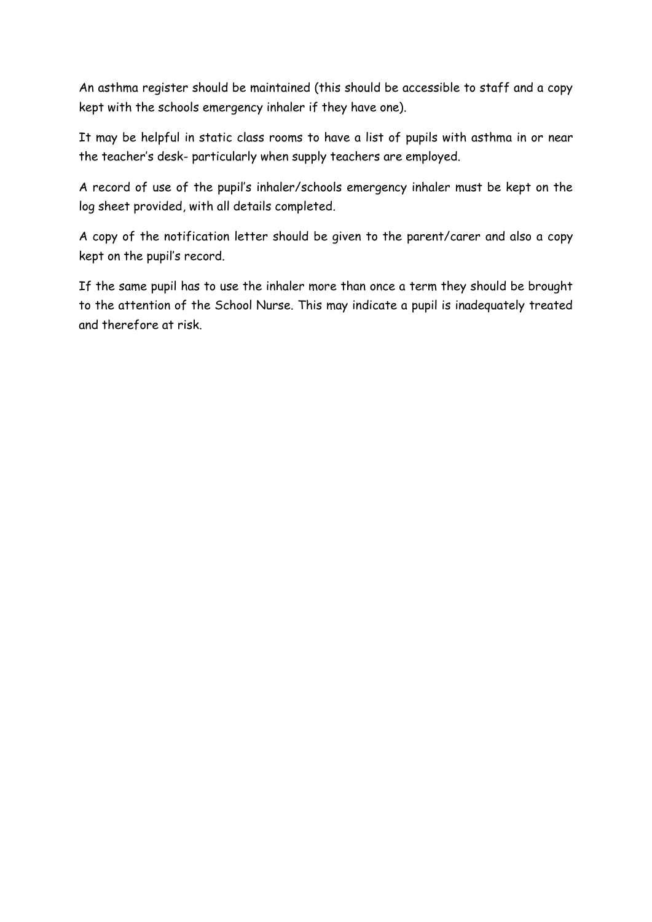An asthma register should be maintained (this should be accessible to staff and a copy kept with the schools emergency inhaler if they have one).

It may be helpful in static class rooms to have a list of pupils with asthma in or near the teacher's desk- particularly when supply teachers are employed.

A record of use of the pupil's inhaler/schools emergency inhaler must be kept on the log sheet provided, with all details completed.

A copy of the notification letter should be given to the parent/carer and also a copy kept on the pupil's record.

If the same pupil has to use the inhaler more than once a term they should be brought to the attention of the School Nurse. This may indicate a pupil is inadequately treated and therefore at risk.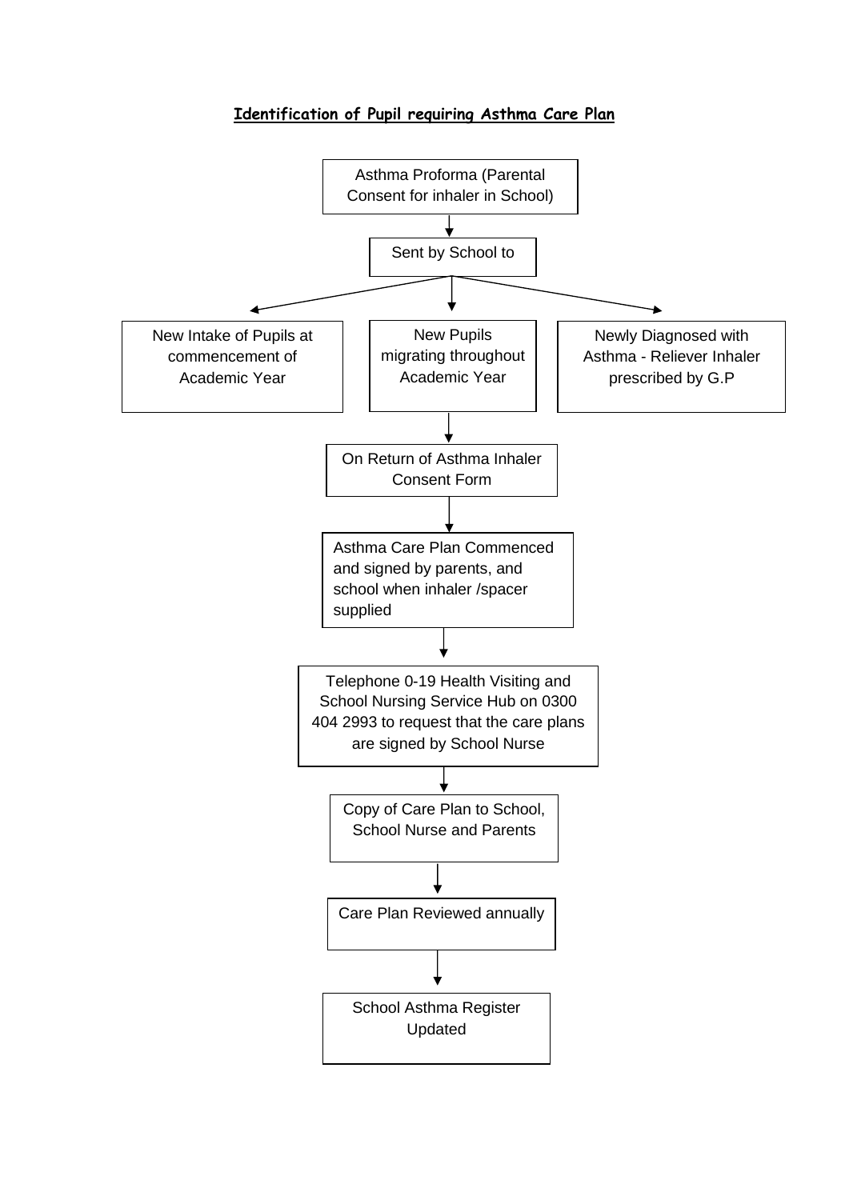# Identification of Pupil requiring Asthma Care Plan

Asthma Proforma (Parental Consent for inhaler in School)

↓

Sent by School to

- New Intake of Pupils at commencement of Academic Year
- New Pupils migrating throughout Academic Year
- Newly Diagnosed with Asthma - Reliever Inhaler prescribed by G.P

↓

On Return of Asthma Inhaler Consent Form

↓

Asthma Care Plan Commenced and signed by parents, and school when inhaler /spacer supplied

↓

Telephone 0-19 Health Visiting and School Nursing Service Hub on 0300 404 2993 to request that the care plans are signed by School Nurse

↓

Copy of Care Plan to School, School Nurse and Parents

↓

Care Plan Reviewed annually

↓

School Asthma Register Updated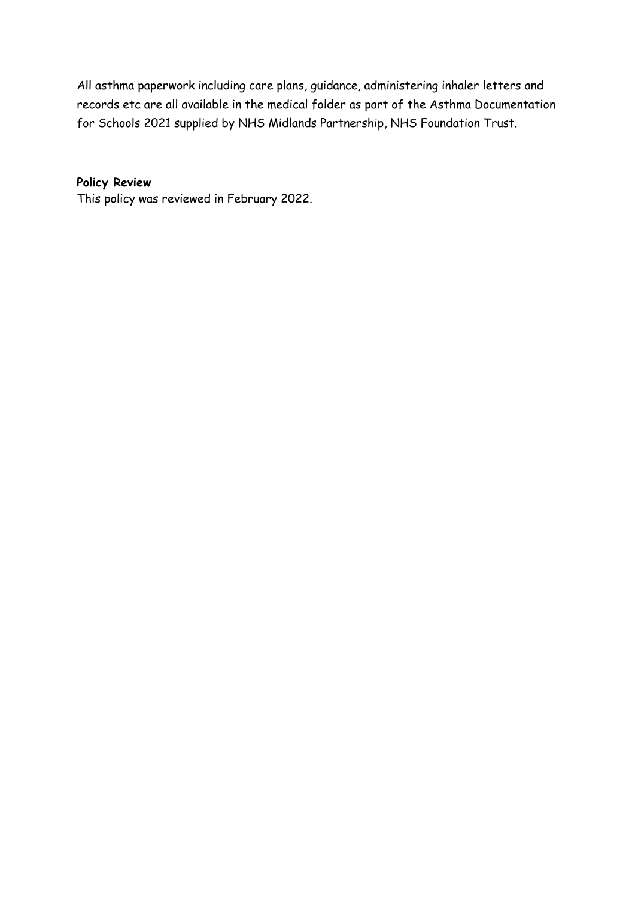All asthma paperwork including care plans, guidance, administering inhaler letters and records etc are all available in the medical folder as part of the Asthma Documentation for Schools 2021 supplied by NHS Midlands Partnership, NHS Foundation Trust.

**Policy Review**

This policy was reviewed in February 2022.